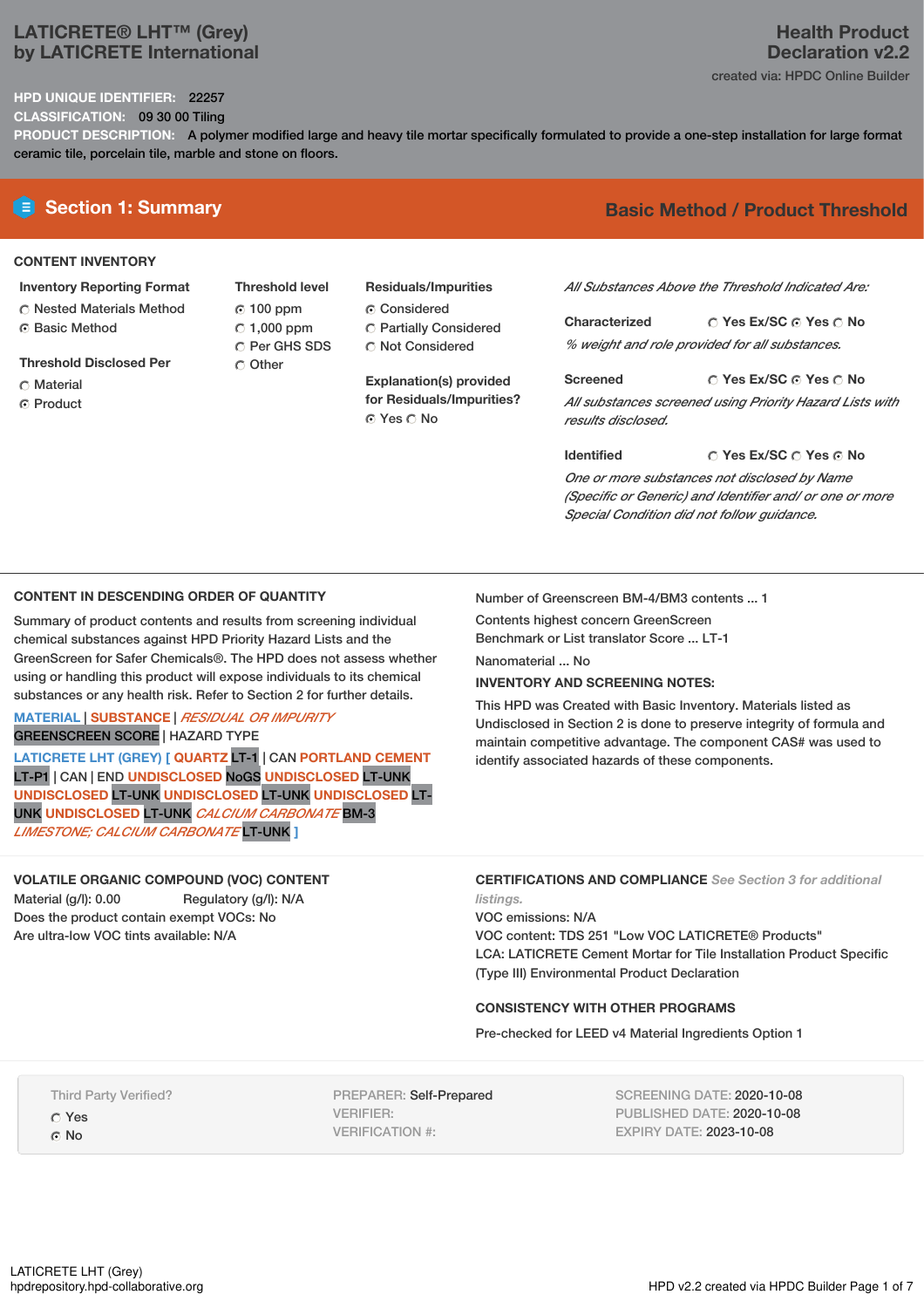# LATICRETE® LHT™ (Grey) by LATICRETE International

**Health Product Declaration v2.2**

created via: HPDC Online Builder

**HPD UNIQUE IDENTIFIER:** 22257

**CLASSIFICATION:** 09 30 00 Tiling

**PRODUCT DESCRIPTION:** A polymer modified large and heavy tile mortar specifically formulated to provide a one-step installation for large format ceramic tile, porcelain tile, marble and stone on floors.

## Section 1: Summary

**Basic Method / Product Threshold**

### CONTENT INVENTORY

**Inventory Reporting Format**

- ○ Nested Materials Method
- ⊙ Basic Method

**Threshold Disclosed Per**

- ○ Material
- ⊙ Product

**Threshold level**

- ⊙ 100 ppm
- ○ 1,000 ppm
- ○ Per GHS SDS
- ○ Other

**Residuals/Impurities**

- ⊙ Considered
- ○ Partially Considered
- ○ Not Considered

**Explanation(s) provided for Residuals/Impurities?**

⊙ Yes ○ No

*All Substances Above the Threshold Indicated Are:*

**Characterized** ○ Yes Ex/SC ⊙ Yes ○ No

*% weight and role provided for all substances.*

**Screened** ○ Yes Ex/SC ⊙ Yes ○ No

*All substances screened using Priority Hazard Lists with results disclosed.*

**Identified** ○ Yes Ex/SC ○ Yes ⊙ No

*One or more substances not disclosed by Name (Specific or Generic) and Identifier and/ or one or more Special Condition did not follow guidance.*

### CONTENT IN DESCENDING ORDER OF QUANTITY

Summary of product contents and results from screening individual chemical substances against HPD Priority Hazard Lists and the GreenScreen for Safer Chemicals®. The HPD does not assess whether using or handling this product will expose individuals to its chemical substances or any health risk. Refer to Section 2 for further details.

MATERIAL | SUBSTANCE | *RESIDUAL OR IMPURITY*
GREENSCREEN SCORE | HAZARD TYPE

**LATICRETE LHT (GREY)** [ **QUARTZ** LT-1 | CAN **PORTLAND CEMENT** LT-P1 | CAN | END **UNDISCLOSED** NoGS **UNDISCLOSED** LT-UNK **UNDISCLOSED** LT-UNK **UNDISCLOSED** LT-UNK **UNDISCLOSED** LT-UNK **UNDISCLOSED** LT-UNK *CALCIUM CARBONATE* BM-3 *LIMESTONE; CALCIUM CARBONATE* LT-UNK ]

Number of Greenscreen BM-4/BM3 contents ... 1

Contents highest concern GreenScreen Benchmark or List translator Score ... LT-1

Nanomaterial ... No

**INVENTORY AND SCREENING NOTES:**

This HPD was Created with Basic Inventory. Materials listed as Undisclosed in Section 2 is done to preserve integrity of formula and maintain competitive advantage. The component CAS# was used to identify associated hazards of these components.

### VOLATILE ORGANIC COMPOUND (VOC) CONTENT

Material (g/l): 0.00 Regulatory (g/l): N/A

Does the product contain exempt VOCs: No

Are ultra-low VOC tints available: N/A

### CERTIFICATIONS AND COMPLIANCE *See Section 3 for additional listings.*

VOC emissions: N/A

VOC content: TDS 251 "Low VOC LATICRETE® Products"

LCA: LATICRETE Cement Mortar for Tile Installation Product Specific (Type III) Environmental Product Declaration

### CONSISTENCY WITH OTHER PROGRAMS

Pre-checked for LEED v4 Material Ingredients Option 1

Third Party Verified?

- ○ Yes
- ⊙ No

PREPARER: Self-Prepared
VERIFIER:
VERIFICATION #:

SCREENING DATE: 2020-10-08
PUBLISHED DATE: 2020-10-08
EXPIRY DATE: 2023-10-08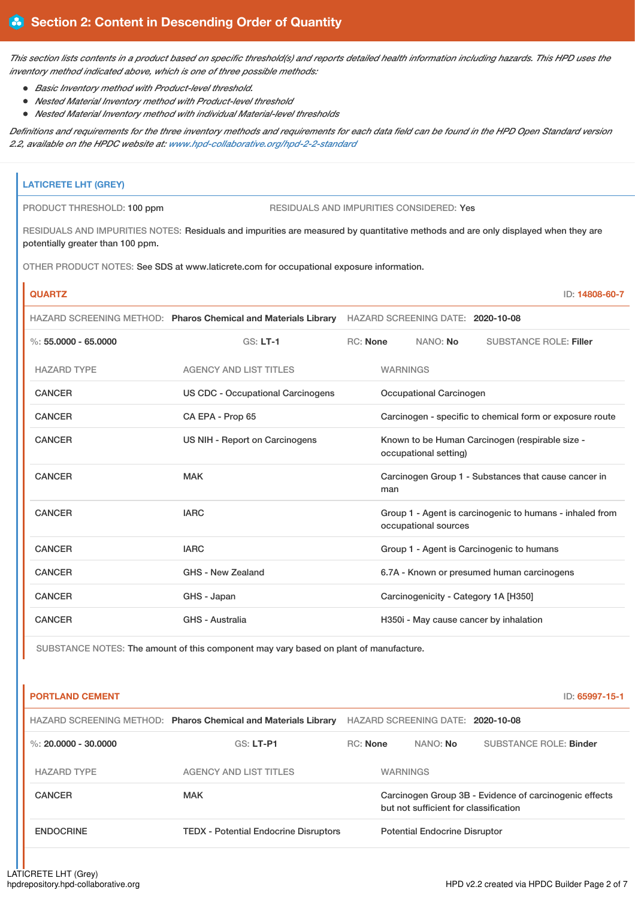## Section 2: Content in Descending Order of Quantity

*This section lists contents in a product based on specific threshold(s) and reports detailed health information including hazards. This HPD uses the inventory method indicated above, which is one of three possible methods:*

- *Basic Inventory method with Product-level threshold.*
- *Nested Material Inventory method with Product-level threshold*
- *Nested Material Inventory method with individual Material-level thresholds*

*Definitions and requirements for the three inventory methods and requirements for each data field can be found in the HPD Open Standard version 2.2, available on the HPDC website at: www.hpd-collaborative.org/hpd-2-2-standard*

### LATICRETE LHT (GREY)

PRODUCT THRESHOLD: 100 ppm

RESIDUALS AND IMPURITIES CONSIDERED: Yes

RESIDUALS AND IMPURITIES NOTES: Residuals and impurities are measured by quantitative methods and are only displayed when they are potentially greater than 100 ppm.

OTHER PRODUCT NOTES: See SDS at www.laticrete.com for occupational exposure information.

#### QUARTZ

ID: 14808-60-7

HAZARD SCREENING METHOD: **Pharos Chemical and Materials Library** HAZARD SCREENING DATE: **2020-10-08**

%: **55.0000 - 65.0000** GS: **LT-1** RC: **None** NANO: **No** SUBSTANCE ROLE: **Filler**

| HAZARD TYPE | AGENCY AND LIST TITLES | WARNINGS |
|---|---|---|
| CANCER | US CDC - Occupational Carcinogens | Occupational Carcinogen |
| CANCER | CA EPA - Prop 65 | Carcinogen - specific to chemical form or exposure route |
| CANCER | US NIH - Report on Carcinogens | Known to be Human Carcinogen (respirable size - occupational setting) |
| CANCER | MAK | Carcinogen Group 1 - Substances that cause cancer in man |
| CANCER | IARC | Group 1 - Agent is carcinogenic to humans - inhaled from occupational sources |
| CANCER | IARC | Group 1 - Agent is Carcinogenic to humans |
| CANCER | GHS - New Zealand | 6.7A - Known or presumed human carcinogens |
| CANCER | GHS - Japan | Carcinogenicity - Category 1A [H350] |
| CANCER | GHS - Australia | H350i - May cause cancer by inhalation |

SUBSTANCE NOTES: The amount of this component may vary based on plant of manufacture.

#### PORTLAND CEMENT

ID: 65997-15-1

HAZARD SCREENING METHOD: **Pharos Chemical and Materials Library** HAZARD SCREENING DATE: **2020-10-08**

%: **20.0000 - 30.0000** GS: **LT-P1** RC: **None** NANO: **No** SUBSTANCE ROLE: **Binder**

| HAZARD TYPE | AGENCY AND LIST TITLES | WARNINGS |
|---|---|---|
| CANCER | MAK | Carcinogen Group 3B - Evidence of carcinogenic effects but not sufficient for classification |
| ENDOCRINE | TEDX - Potential Endocrine Disruptors | Potential Endocrine Disruptor |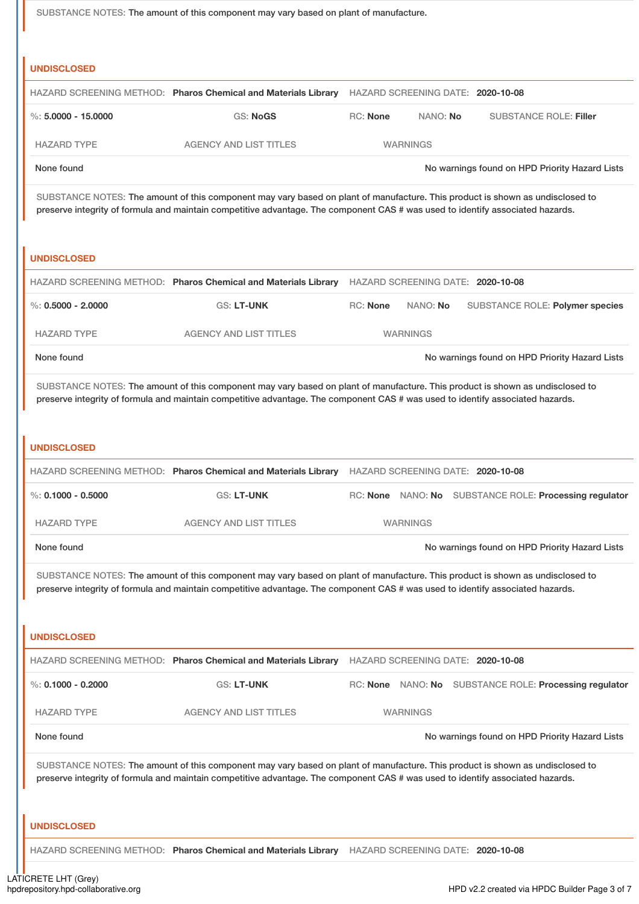SUBSTANCE NOTES: The amount of this component may vary based on plant of manufacture.

### UNDISCLOSED

HAZARD SCREENING METHOD: **Pharos Chemical and Materials Library** HAZARD SCREENING DATE: **2020-10-08**

%: **5.0000 - 15.0000** GS: **NoGS** RC: **None** NANO: **No** SUBSTANCE ROLE: **Filler**

| HAZARD TYPE | AGENCY AND LIST TITLES | WARNINGS |
|---|---|---|
| None found | | No warnings found on HPD Priority Hazard Lists |

SUBSTANCE NOTES: The amount of this component may vary based on plant of manufacture. This product is shown as undisclosed to preserve integrity of formula and maintain competitive advantage. The component CAS # was used to identify associated hazards.

### UNDISCLOSED

HAZARD SCREENING METHOD: **Pharos Chemical and Materials Library** HAZARD SCREENING DATE: **2020-10-08**

%: **0.5000 - 2.0000** GS: **LT-UNK** RC: **None** NANO: **No** SUBSTANCE ROLE: **Polymer species**

| HAZARD TYPE | AGENCY AND LIST TITLES | WARNINGS |
|---|---|---|
| None found | | No warnings found on HPD Priority Hazard Lists |

SUBSTANCE NOTES: The amount of this component may vary based on plant of manufacture. This product is shown as undisclosed to preserve integrity of formula and maintain competitive advantage. The component CAS # was used to identify associated hazards.

### UNDISCLOSED

HAZARD SCREENING METHOD: **Pharos Chemical and Materials Library** HAZARD SCREENING DATE: **2020-10-08**

%: **0.1000 - 0.5000** GS: **LT-UNK** RC: **None** NANO: **No** SUBSTANCE ROLE: **Processing regulator**

| HAZARD TYPE | AGENCY AND LIST TITLES | WARNINGS |
|---|---|---|
| None found | | No warnings found on HPD Priority Hazard Lists |

SUBSTANCE NOTES: The amount of this component may vary based on plant of manufacture. This product is shown as undisclosed to preserve integrity of formula and maintain competitive advantage. The component CAS # was used to identify associated hazards.

### UNDISCLOSED

HAZARD SCREENING METHOD: **Pharos Chemical and Materials Library** HAZARD SCREENING DATE: **2020-10-08**

%: **0.1000 - 0.2000** GS: **LT-UNK** RC: **None** NANO: **No** SUBSTANCE ROLE: **Processing regulator**

| HAZARD TYPE | AGENCY AND LIST TITLES | WARNINGS |
|---|---|---|
| None found | | No warnings found on HPD Priority Hazard Lists |

SUBSTANCE NOTES: The amount of this component may vary based on plant of manufacture. This product is shown as undisclosed to preserve integrity of formula and maintain competitive advantage. The component CAS # was used to identify associated hazards.

### UNDISCLOSED

HAZARD SCREENING METHOD: **Pharos Chemical and Materials Library** HAZARD SCREENING DATE: **2020-10-08**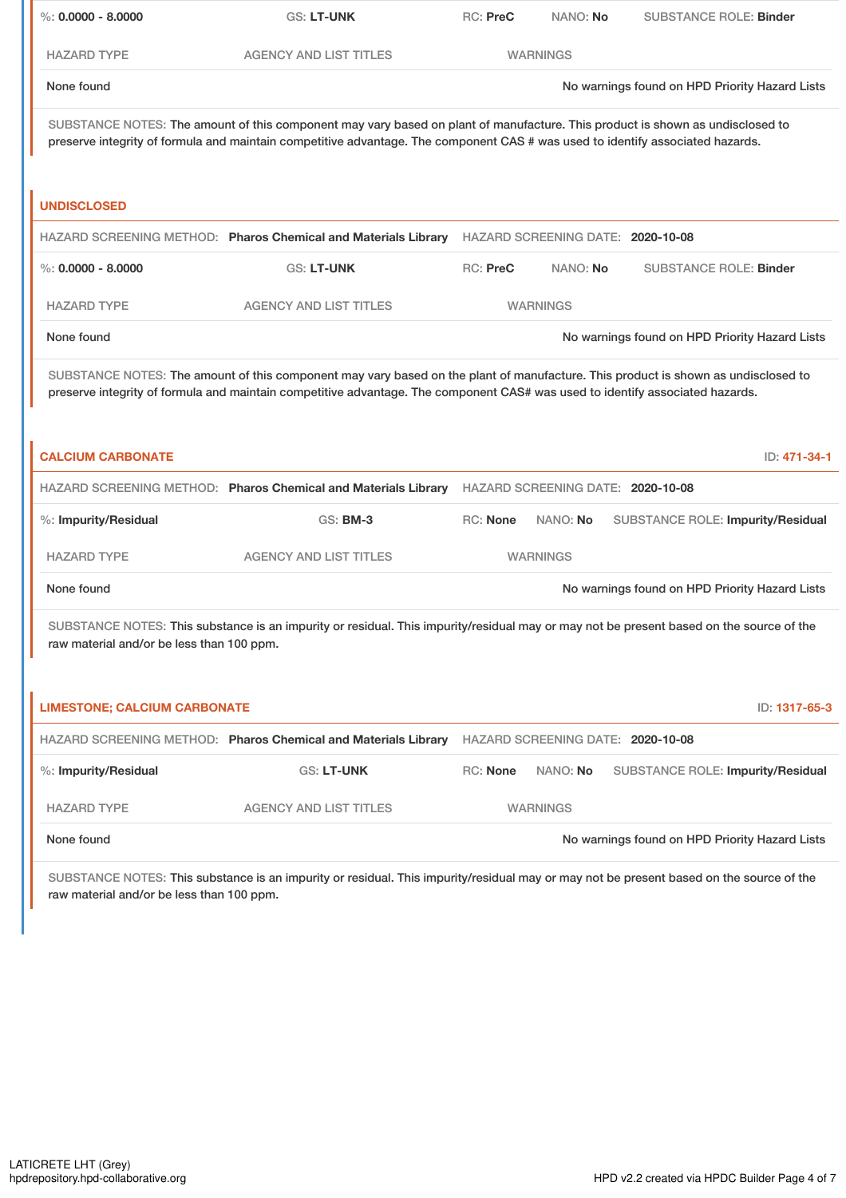%: **0.0000 - 8.0000** GS: **LT-UNK** RC: **PreC** NANO: **No** SUBSTANCE ROLE: **Binder**

| HAZARD TYPE | AGENCY AND LIST TITLES | WARNINGS |
| --- | --- | --- |
| None found | | No warnings found on HPD Priority Hazard Lists |

SUBSTANCE NOTES: The amount of this component may vary based on plant of manufacture. This product is shown as undisclosed to preserve integrity of formula and maintain competitive advantage. The component CAS # was used to identify associated hazards.

## UNDISCLOSED

HAZARD SCREENING METHOD: **Pharos Chemical and Materials Library** HAZARD SCREENING DATE: **2020-10-08**

%: **0.0000 - 8.0000** GS: **LT-UNK** RC: **PreC** NANO: **No** SUBSTANCE ROLE: **Binder**

| HAZARD TYPE | AGENCY AND LIST TITLES | WARNINGS |
| --- | --- | --- |
| None found | | No warnings found on HPD Priority Hazard Lists |

SUBSTANCE NOTES: The amount of this component may vary based on the plant of manufacture. This product is shown as undisclosed to preserve integrity of formula and maintain competitive advantage. The component CAS# was used to identify associated hazards.

## CALCIUM CARBONATE

ID: 471-34-1

HAZARD SCREENING METHOD: **Pharos Chemical and Materials Library** HAZARD SCREENING DATE: **2020-10-08**

%: **Impurity/Residual** GS: **BM-3** RC: **None** NANO: **No** SUBSTANCE ROLE: **Impurity/Residual**

| HAZARD TYPE | AGENCY AND LIST TITLES | WARNINGS |
| --- | --- | --- |
| None found | | No warnings found on HPD Priority Hazard Lists |

SUBSTANCE NOTES: This substance is an impurity or residual. This impurity/residual may or may not be present based on the source of the raw material and/or be less than 100 ppm.

## LIMESTONE; CALCIUM CARBONATE

ID: 1317-65-3

HAZARD SCREENING METHOD: **Pharos Chemical and Materials Library** HAZARD SCREENING DATE: **2020-10-08**

%: **Impurity/Residual** GS: **LT-UNK** RC: **None** NANO: **No** SUBSTANCE ROLE: **Impurity/Residual**

| HAZARD TYPE | AGENCY AND LIST TITLES | WARNINGS |
| --- | --- | --- |
| None found | | No warnings found on HPD Priority Hazard Lists |

SUBSTANCE NOTES: This substance is an impurity or residual. This impurity/residual may or may not be present based on the source of the raw material and/or be less than 100 ppm.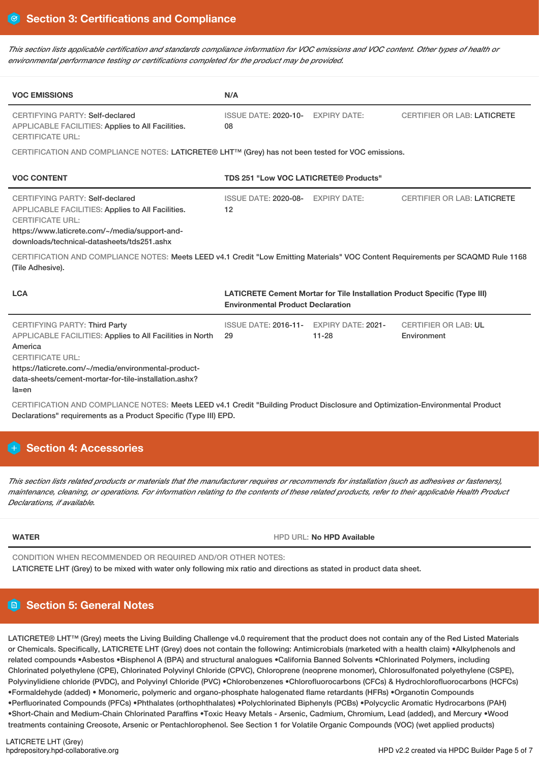## Section 3: Certifications and Compliance

*This section lists applicable certification and standards compliance information for VOC emissions and VOC content. Other types of health or environmental performance testing or certifications completed for the product may be provided.*

| VOC EMISSIONS | N/A | | |
|---|---|---|---|
| CERTIFYING PARTY: Self-declared<br>APPLICABLE FACILITIES: Applies to All Facilities.<br>CERTIFICATE URL: | ISSUE DATE: 2020-10-08 | EXPIRY DATE: | CERTIFIER OR LAB: LATICRETE |

CERTIFICATION AND COMPLIANCE NOTES: LATICRETE® LHT™ (Grey) has not been tested for VOC emissions.

| VOC CONTENT | TDS 251 "Low VOC LATICRETE® Products" | | |
|---|---|---|---|
| CERTIFYING PARTY: Self-declared<br>APPLICABLE FACILITIES: Applies to All Facilities.<br>CERTIFICATE URL:<br>https://www.laticrete.com/~/media/support-and-downloads/technical-datasheets/tds251.ashx | ISSUE DATE: 2020-08-12 | EXPIRY DATE: | CERTIFIER OR LAB: LATICRETE |

CERTIFICATION AND COMPLIANCE NOTES: Meets LEED v4.1 Credit "Low Emitting Materials" VOC Content Requirements per SCAQMD Rule 1168 (Tile Adhesive).

| LCA | LATICRETE Cement Mortar for Tile Installation Product Specific (Type III) Environmental Product Declaration | | |
|---|---|---|---|
| CERTIFYING PARTY: Third Party<br>APPLICABLE FACILITIES: Applies to All Facilities in North America<br>CERTIFICATE URL:<br>https://laticrete.com/~/media/environmental-product-data-sheets/cement-mortar-for-tile-installation.ashx?la=en | ISSUE DATE: 2016-11-29 | EXPIRY DATE: 2021-11-28 | CERTIFIER OR LAB: UL Environment |

CERTIFICATION AND COMPLIANCE NOTES: Meets LEED v4.1 Credit "Building Product Disclosure and Optimization-Environmental Product Declarations" requirements as a Product Specific (Type III) EPD.

## Section 4: Accessories

*This section lists related products or materials that the manufacturer requires or recommends for installation (such as adhesives or fasteners), maintenance, cleaning, or operations. For information relating to the contents of these related products, refer to their applicable Health Product Declarations, if available.*

| WATER | HPD URL: No HPD Available |
|---|---|

CONDITION WHEN RECOMMENDED OR REQUIRED AND/OR OTHER NOTES:
LATICRETE LHT (Grey) to be mixed with water only following mix ratio and directions as stated in product data sheet.

## Section 5: General Notes

LATICRETE® LHT™ (Grey) meets the Living Building Challenge v4.0 requirement that the product does not contain any of the Red Listed Materials or Chemicals. Specifically, LATICRETE LHT (Grey) does not contain the following: Antimicrobials (marketed with a health claim) •Alkylphenols and related compounds •Asbestos •Bisphenol A (BPA) and structural analogues •California Banned Solvents •Chlorinated Polymers, including Chlorinated polyethylene (CPE), Chlorinated Polyvinyl Chloride (CPVC), Chloroprene (neoprene monomer), Chlorosulfonated polyethylene (CSPE), Polyvinylidiene chloride (PVDC), and Polyvinyl Chloride (PVC) •Chlorobenzenes •Chlorofluorocarbons (CFCs) & Hydrochlorofluorocarbons (HCFCs) •Formaldehyde (added) • Monomeric, polymeric and organo-phosphate halogenated flame retardants (HFRs) •Organotin Compounds •Perfluorinated Compounds (PFCs) •Phthalates (orthophthalates) •Polychlorinated Biphenyls (PCBs) •Polycyclic Aromatic Hydrocarbons (PAH) •Short-Chain and Medium-Chain Chlorinated Paraffins •Toxic Heavy Metals - Arsenic, Cadmium, Chromium, Lead (added), and Mercury •Wood treatments containing Creosote, Arsenic or Pentachlorophenol. See Section 1 for Volatile Organic Compounds (VOC) (wet applied products)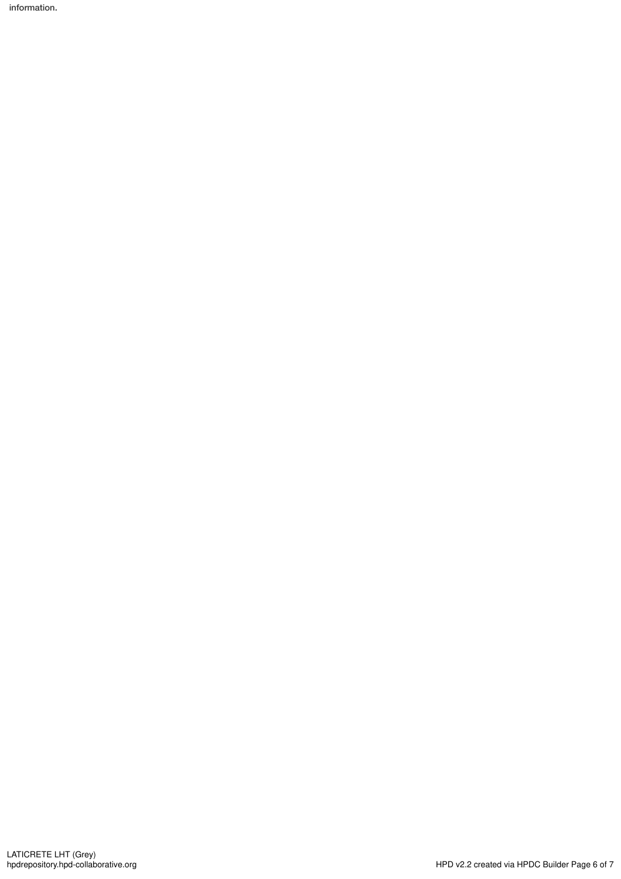information.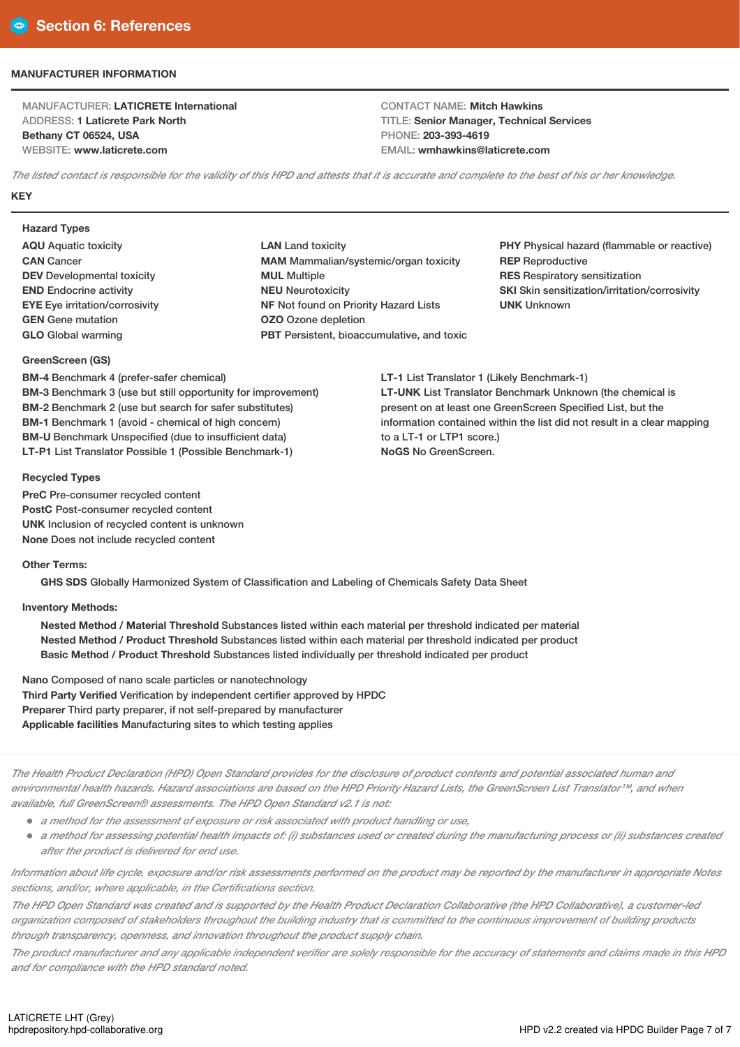# Section 6: References

## MANUFACTURER INFORMATION

MANUFACTURER: **LATICRETE International**
ADDRESS: **1 Laticrete Park North**
**Bethany CT 06524, USA**
WEBSITE: **www.laticrete.com**

CONTACT NAME: **Mitch Hawkins**
TITLE: **Senior Manager, Technical Services**
PHONE: **203-393-4619**
EMAIL: **wmhawkins@laticrete.com**

*The listed contact is responsible for the validity of this HPD and attests that it is accurate and complete to the best of his or her knowledge.*

## KEY

### Hazard Types

**AQU** Aquatic toxicity
**CAN** Cancer
**DEV** Developmental toxicity
**END** Endocrine activity
**EYE** Eye irritation/corrosivity
**GEN** Gene mutation
**GLO** Global warming
**LAN** Land toxicity
**MAM** Mammalian/systemic/organ toxicity
**MUL** Multiple
**NEU** Neurotoxicity
**NF** Not found on Priority Hazard Lists
**OZO** Ozone depletion
**PBT** Persistent, bioaccumulative, and toxic
**PHY** Physical hazard (flammable or reactive)
**REP** Reproductive
**RES** Respiratory sensitization
**SKI** Skin sensitization/irritation/corrosivity
**UNK** Unknown

### GreenScreen (GS)

**BM-4** Benchmark 4 (prefer-safer chemical)
**BM-3** Benchmark 3 (use but still opportunity for improvement)
**BM-2** Benchmark 2 (use but search for safer substitutes)
**BM-1** Benchmark 1 (avoid - chemical of high concern)
**BM-U** Benchmark Unspecified (due to insufficient data)
**LT-P1** List Translator Possible 1 (Possible Benchmark-1)
**LT-1** List Translator 1 (Likely Benchmark-1)
**LT-UNK** List Translator Benchmark Unknown (the chemical is present on at least one GreenScreen Specified List, but the information contained within the list did not result in a clear mapping to a LT-1 or LTP1 score.)
**NoGS** No GreenScreen.

### Recycled Types

**PreC** Pre-consumer recycled content
**PostC** Post-consumer recycled content
**UNK** Inclusion of recycled content is unknown
**None** Does not include recycled content

### Other Terms:

**GHS SDS** Globally Harmonized System of Classification and Labeling of Chemicals Safety Data Sheet

### Inventory Methods:

**Nested Method / Material Threshold** Substances listed within each material per threshold indicated per material
**Nested Method / Product Threshold** Substances listed within each material per threshold indicated per product
**Basic Method / Product Threshold** Substances listed individually per threshold indicated per product

**Nano** Composed of nano scale particles or nanotechnology
**Third Party Verified** Verification by independent certifier approved by HPDC
**Preparer** Third party preparer, if not self-prepared by manufacturer
**Applicable facilities** Manufacturing sites to which testing applies

*The Health Product Declaration (HPD) Open Standard provides for the disclosure of product contents and potential associated human and environmental health hazards. Hazard associations are based on the HPD Priority Hazard Lists, the GreenScreen List Translator™, and when available, full GreenScreen® assessments. The HPD Open Standard v2.1 is not:*

- *a method for the assessment of exposure or risk associated with product handling or use,*
- *a method for assessing potential health impacts of: (i) substances used or created during the manufacturing process or (ii) substances created after the product is delivered for end use.*

*Information about life cycle, exposure and/or risk assessments performed on the product may be reported by the manufacturer in appropriate Notes sections, and/or, where applicable, in the Certifications section.*

*The HPD Open Standard was created and is supported by the Health Product Declaration Collaborative (the HPD Collaborative), a customer-led organization composed of stakeholders throughout the building industry that is committed to the continuous improvement of building products through transparency, openness, and innovation throughout the product supply chain.*

*The product manufacturer and any applicable independent verifier are solely responsible for the accuracy of statements and claims made in this HPD and for compliance with the HPD standard noted.*